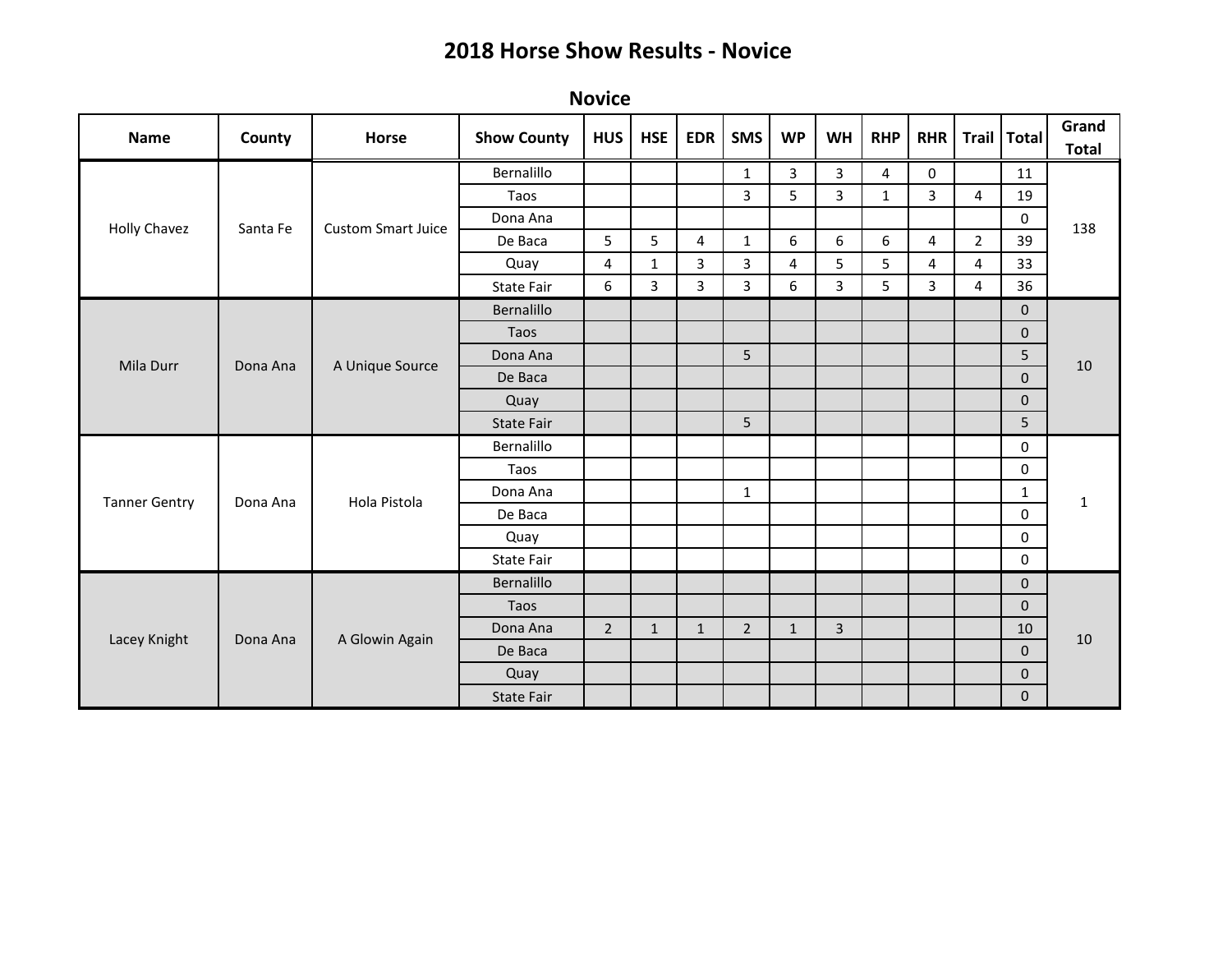# 2018 Horse Show Results - Novice

## Novice

| Name | County | Horse | Show County | HUS | HSE | EDR | SMS | WP | WH | RHP | RHR | Trail | Total | Grand Total |
|---|---|---|---|---|---|---|---|---|---|---|---|---|---|---|
| Holly Chavez | Santa Fe | Custom Smart Juice | Bernalillo | | | | 1 | 3 | 3 | 4 | 0 | | 11 | 138 |
| | | | Taos | | | | 3 | 5 | 3 | 1 | 3 | 4 | 19 | |
| | | | Dona Ana | | | | | | | | | | 0 | |
| | | | De Baca | 5 | 5 | 4 | 1 | 6 | 6 | 6 | 4 | 2 | 39 | |
| | | | Quay | 4 | 1 | 3 | 3 | 4 | 5 | 5 | 4 | 4 | 33 | |
| | | | State Fair | 6 | 3 | 3 | 3 | 6 | 3 | 5 | 3 | 4 | 36 | |
| Mila Durr | Dona Ana | A Unique Source | Bernalillo | | | | | | | | | | 0 | 10 |
| | | | Taos | | | | | | | | | | 0 | |
| | | | Dona Ana | | | | 5 | | | | | | 5 | |
| | | | De Baca | | | | | | | | | | 0 | |
| | | | Quay | | | | | | | | | | 0 | |
| | | | State Fair | | | | 5 | | | | | | 5 | |
| Tanner Gentry | Dona Ana | Hola Pistola | Bernalillo | | | | | | | | | | 0 | 1 |
| | | | Taos | | | | | | | | | | 0 | |
| | | | Dona Ana | | | | 1 | | | | | | 1 | |
| | | | De Baca | | | | | | | | | | 0 | |
| | | | Quay | | | | | | | | | | 0 | |
| | | | State Fair | | | | | | | | | | 0 | |
| Lacey Knight | Dona Ana | A Glowin Again | Bernalillo | | | | | | | | | | 0 | 10 |
| | | | Taos | | | | | | | | | | 0 | |
| | | | Dona Ana | 2 | 1 | 1 | 2 | 1 | 3 | | | | 10 | |
| | | | De Baca | | | | | | | | | | 0 | |
| | | | Quay | | | | | | | | | | 0 | |
| | | | State Fair | | | | | | | | | | 0 | |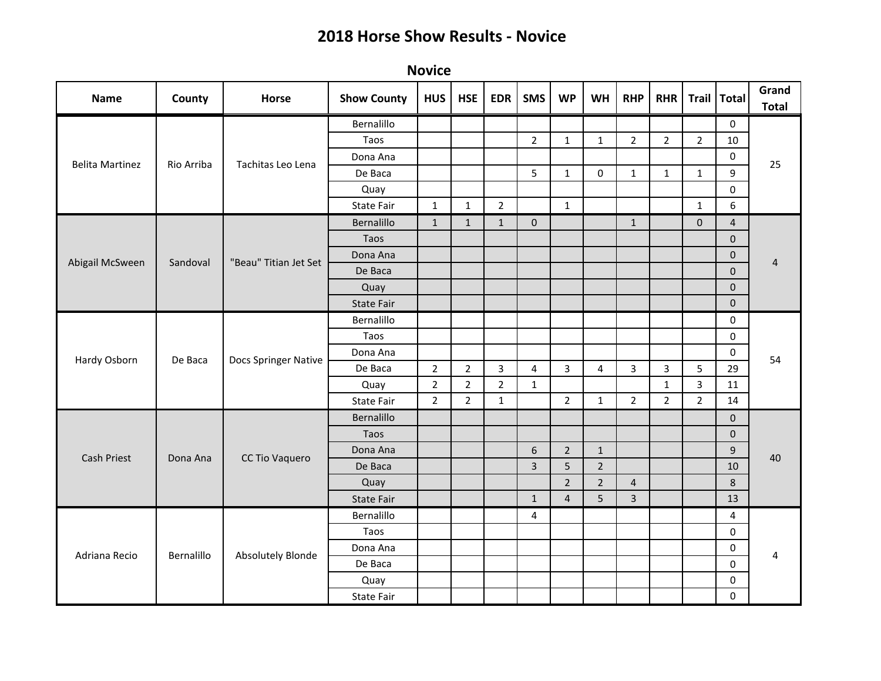# 2018 Horse Show Results - Novice

## Novice

| Name | County | Horse | Show County | HUS | HSE | EDR | SMS | WP | WH | RHP | RHR | Trail | Total | Grand Total |
|---|---|---|---|---|---|---|---|---|---|---|---|---|---|---|
| Belita Martinez | Rio Arriba | Tachitas Leo Lena | Bernalillo | | | | | | | | | | 0 | 25 |
| | | | Taos | | | | 2 | 1 | 1 | 2 | 2 | 2 | 10 | |
| | | | Dona Ana | | | | | | | | | | 0 | |
| | | | De Baca | | | | 5 | 1 | 0 | 1 | 1 | 1 | 9 | |
| | | | Quay | | | | | | | | | | 0 | |
| | | | State Fair | 1 | 1 | 2 | | 1 | | | | 1 | 6 | |
| Abigail McSween | Sandoval | "Beau" Titian Jet Set | Bernalillo | 1 | 1 | 1 | 0 | | | 1 | | 0 | 4 | 4 |
| | | | Taos | | | | | | | | | | 0 | |
| | | | Dona Ana | | | | | | | | | | 0 | |
| | | | De Baca | | | | | | | | | | 0 | |
| | | | Quay | | | | | | | | | | 0 | |
| | | | State Fair | | | | | | | | | | 0 | |
| Hardy Osborn | De Baca | Docs Springer Native | Bernalillo | | | | | | | | | | 0 | 54 |
| | | | Taos | | | | | | | | | | 0 | |
| | | | Dona Ana | | | | | | | | | | 0 | |
| | | | De Baca | 2 | 2 | 3 | 4 | 3 | 4 | 3 | 3 | 5 | 29 | |
| | | | Quay | 2 | 2 | 2 | 1 | | | | 1 | 3 | 11 | |
| | | | State Fair | 2 | 2 | 1 | | 2 | 1 | 2 | 2 | 2 | 14 | |
| Cash Priest | Dona Ana | CC Tio Vaquero | Bernalillo | | | | | | | | | | 0 | 40 |
| | | | Taos | | | | | | | | | | 0 | |
| | | | Dona Ana | | | | 6 | 2 | 1 | | | | 9 | |
| | | | De Baca | | | | 3 | 5 | 2 | | | | 10 | |
| | | | Quay | | | | | 2 | 2 | 4 | | | 8 | |
| | | | State Fair | | | | 1 | 4 | 5 | 3 | | | 13 | |
| Adriana Recio | Bernalillo | Absolutely Blonde | Bernalillo | | | | 4 | | | | | | 4 | 4 |
| | | | Taos | | | | | | | | | | 0 | |
| | | | Dona Ana | | | | | | | | | | 0 | |
| | | | De Baca | | | | | | | | | | 0 | |
| | | | Quay | | | | | | | | | | 0 | |
| | | | State Fair | | | | | | | | | | 0 | |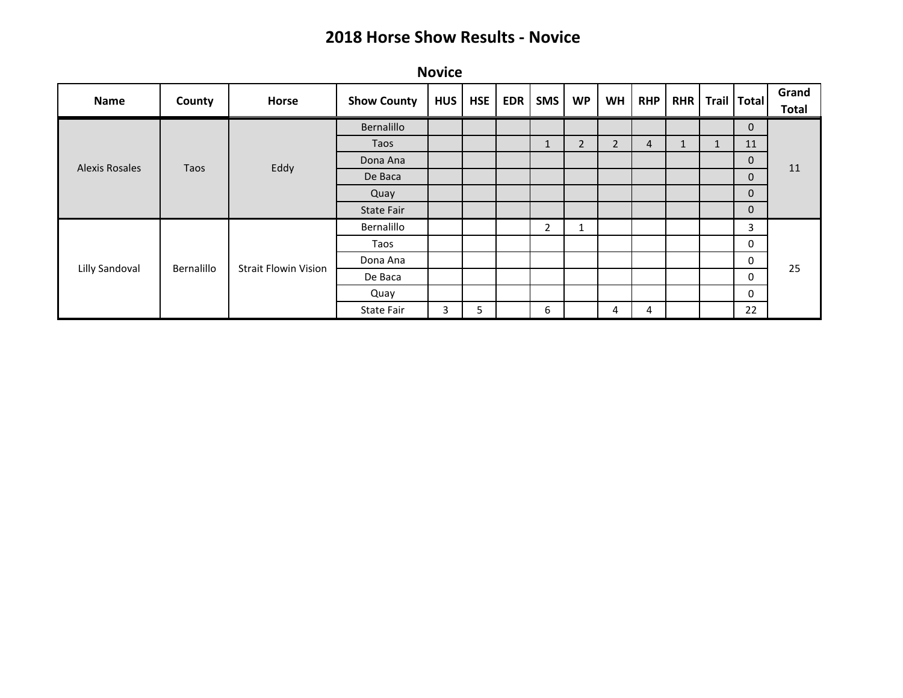# 2018 Horse Show Results - Novice

## Novice

| Name | County | Horse | Show County | HUS | HSE | EDR | SMS | WP | WH | RHP | RHR | Trail | Total | Grand Total |
|---|---|---|---|---|---|---|---|---|---|---|---|---|---|---|
| Alexis Rosales | Taos | Eddy | Bernalillo | | | | | | | | | | 0 | 11 |
| | | | Taos | | | | 1 | 2 | 2 | 4 | 1 | 1 | 11 | |
| | | | Dona Ana | | | | | | | | | | 0 | |
| | | | De Baca | | | | | | | | | | 0 | |
| | | | Quay | | | | | | | | | | 0 | |
| | | | State Fair | | | | | | | | | | 0 | |
| Lilly Sandoval | Bernalillo | Strait Flowin Vision | Bernalillo | | | | 2 | 1 | | | | | 3 | 25 |
| | | | Taos | | | | | | | | | | 0 | |
| | | | Dona Ana | | | | | | | | | | 0 | |
| | | | De Baca | | | | | | | | | | 0 | |
| | | | Quay | | | | | | | | | | 0 | |
| | | | State Fair | 3 | 5 | | 6 | | 4 | 4 | | | 22 | |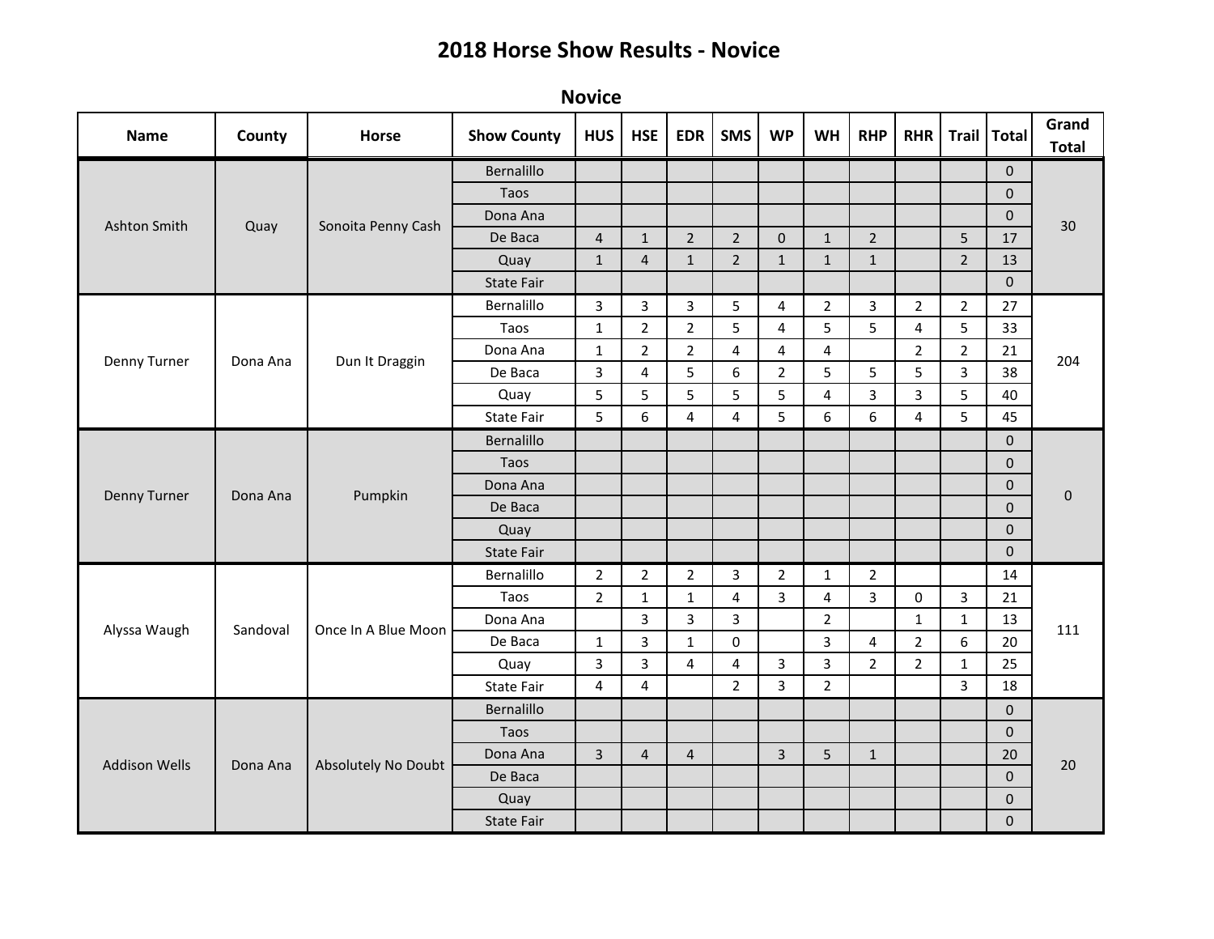# 2018 Horse Show Results - Novice

## Novice

| Name | County | Horse | Show County | HUS | HSE | EDR | SMS | WP | WH | RHP | RHR | Trail | Total | Grand Total |
|---|---|---|---|---|---|---|---|---|---|---|---|---|---|---|
| Ashton Smith | Quay | Sonoita Penny Cash | Bernalillo | | | | | | | | | | 0 | 30 |
| | | | Taos | | | | | | | | | | 0 | |
| | | | Dona Ana | | | | | | | | | | 0 | |
| | | | De Baca | 4 | 1 | 2 | 2 | 0 | 1 | 2 | | 5 | 17 | |
| | | | Quay | 1 | 4 | 1 | 2 | 1 | 1 | 1 | | 2 | 13 | |
| | | | State Fair | | | | | | | | | | 0 | |
| Denny Turner | Dona Ana | Dun It Draggin | Bernalillo | 3 | 3 | 3 | 5 | 4 | 2 | 3 | 2 | 2 | 27 | 204 |
| | | | Taos | 1 | 2 | 2 | 5 | 4 | 5 | 5 | 4 | 5 | 33 | |
| | | | Dona Ana | 1 | 2 | 2 | 4 | 4 | 4 | | 2 | 2 | 21 | |
| | | | De Baca | 3 | 4 | 5 | 6 | 2 | 5 | 5 | 5 | 3 | 38 | |
| | | | Quay | 5 | 5 | 5 | 5 | 5 | 4 | 3 | 3 | 5 | 40 | |
| | | | State Fair | 5 | 6 | 4 | 4 | 5 | 6 | 6 | 4 | 5 | 45 | |
| Denny Turner | Dona Ana | Pumpkin | Bernalillo | | | | | | | | | | 0 | 0 |
| | | | Taos | | | | | | | | | | 0 | |
| | | | Dona Ana | | | | | | | | | | 0 | |
| | | | De Baca | | | | | | | | | | 0 | |
| | | | Quay | | | | | | | | | | 0 | |
| | | | State Fair | | | | | | | | | | 0 | |
| Alyssa Waugh | Sandoval | Once In A Blue Moon | Bernalillo | 2 | 2 | 2 | 3 | 2 | 1 | 2 | | | 14 | 111 |
| | | | Taos | 2 | 1 | 1 | 4 | 3 | 4 | 3 | 0 | 3 | 21 | |
| | | | Dona Ana | | 3 | 3 | 3 | | 2 | | 1 | 1 | 13 | |
| | | | De Baca | 1 | 3 | 1 | 0 | | 3 | 4 | 2 | 6 | 20 | |
| | | | Quay | 3 | 3 | 4 | 4 | 3 | 3 | 2 | 2 | 1 | 25 | |
| | | | State Fair | 4 | 4 | | 2 | 3 | 2 | | | 3 | 18 | |
| Addison Wells | Dona Ana | Absolutely No Doubt | Bernalillo | | | | | | | | | | 0 | 20 |
| | | | Taos | | | | | | | | | | 0 | |
| | | | Dona Ana | 3 | 4 | 4 | | 3 | 5 | 1 | | | 20 | |
| | | | De Baca | | | | | | | | | | 0 | |
| | | | Quay | | | | | | | | | | 0 | |
| | | | State Fair | | | | | | | | | | 0 | |